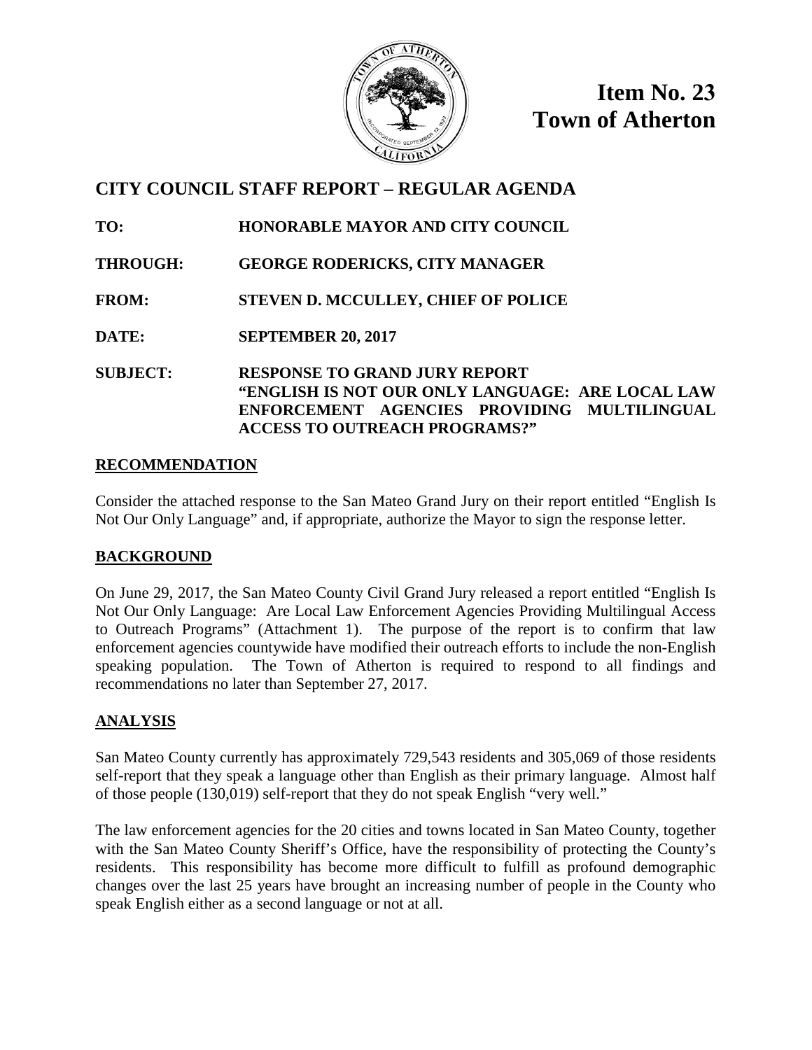# Item No. 23
# Town of Atherton

## CITY COUNCIL STAFF REPORT – REGULAR AGENDA

**TO:** HONORABLE MAYOR AND CITY COUNCIL

**THROUGH:** GEORGE RODERICKS, CITY MANAGER

**FROM:** STEVEN D. MCCULLEY, CHIEF OF POLICE

**DATE:** SEPTEMBER 20, 2017

**SUBJECT:** RESPONSE TO GRAND JURY REPORT "ENGLISH IS NOT OUR ONLY LANGUAGE: ARE LOCAL LAW ENFORCEMENT AGENCIES PROVIDING MULTILINGUAL ACCESS TO OUTREACH PROGRAMS?"

### RECOMMENDATION

Consider the attached response to the San Mateo Grand Jury on their report entitled "English Is Not Our Only Language" and, if appropriate, authorize the Mayor to sign the response letter.

### BACKGROUND

On June 29, 2017, the San Mateo County Civil Grand Jury released a report entitled "English Is Not Our Only Language: Are Local Law Enforcement Agencies Providing Multilingual Access to Outreach Programs" (Attachment 1). The purpose of the report is to confirm that law enforcement agencies countywide have modified their outreach efforts to include the non-English speaking population. The Town of Atherton is required to respond to all findings and recommendations no later than September 27, 2017.

### ANALYSIS

San Mateo County currently has approximately 729,543 residents and 305,069 of those residents self-report that they speak a language other than English as their primary language. Almost half of those people (130,019) self-report that they do not speak English "very well."

The law enforcement agencies for the 20 cities and towns located in San Mateo County, together with the San Mateo County Sheriff's Office, have the responsibility of protecting the County's residents. This responsibility has become more difficult to fulfill as profound demographic changes over the last 25 years have brought an increasing number of people in the County who speak English either as a second language or not at all.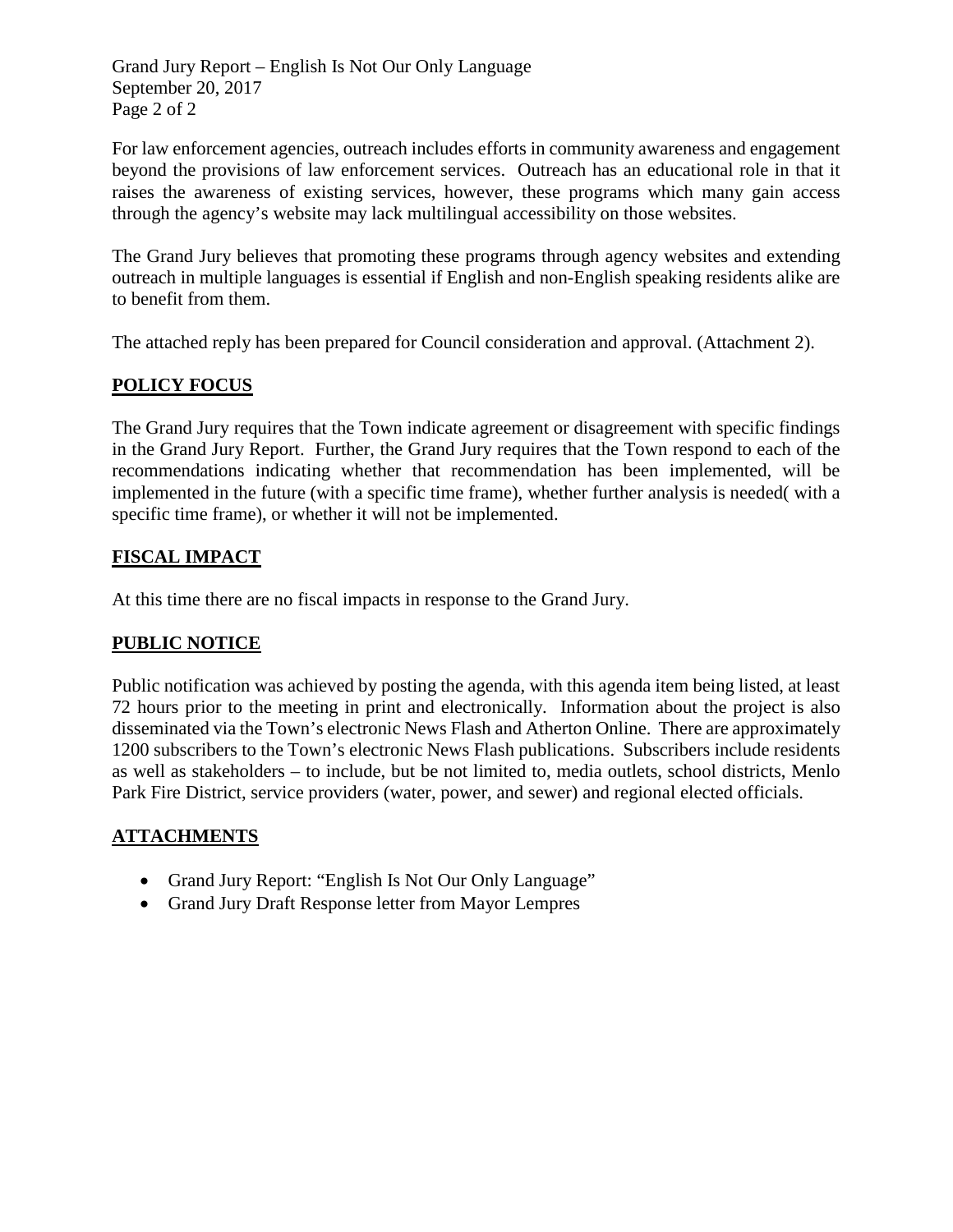For law enforcement agencies, outreach includes efforts in community awareness and engagement beyond the provisions of law enforcement services. Outreach has an educational role in that it raises the awareness of existing services, however, these programs which many gain access through the agency's website may lack multilingual accessibility on those websites.

The Grand Jury believes that promoting these programs through agency websites and extending outreach in multiple languages is essential if English and non-English speaking residents alike are to benefit from them.

The attached reply has been prepared for Council consideration and approval. (Attachment 2).

## POLICY FOCUS

The Grand Jury requires that the Town indicate agreement or disagreement with specific findings in the Grand Jury Report. Further, the Grand Jury requires that the Town respond to each of the recommendations indicating whether that recommendation has been implemented, will be implemented in the future (with a specific time frame), whether further analysis is needed( with a specific time frame), or whether it will not be implemented.

## FISCAL IMPACT

At this time there are no fiscal impacts in response to the Grand Jury.

## PUBLIC NOTICE

Public notification was achieved by posting the agenda, with this agenda item being listed, at least 72 hours prior to the meeting in print and electronically. Information about the project is also disseminated via the Town's electronic News Flash and Atherton Online. There are approximately 1200 subscribers to the Town's electronic News Flash publications. Subscribers include residents as well as stakeholders – to include, but be not limited to, media outlets, school districts, Menlo Park Fire District, service providers (water, power, and sewer) and regional elected officials.

## ATTACHMENTS

- Grand Jury Report: "English Is Not Our Only Language"
- Grand Jury Draft Response letter from Mayor Lempres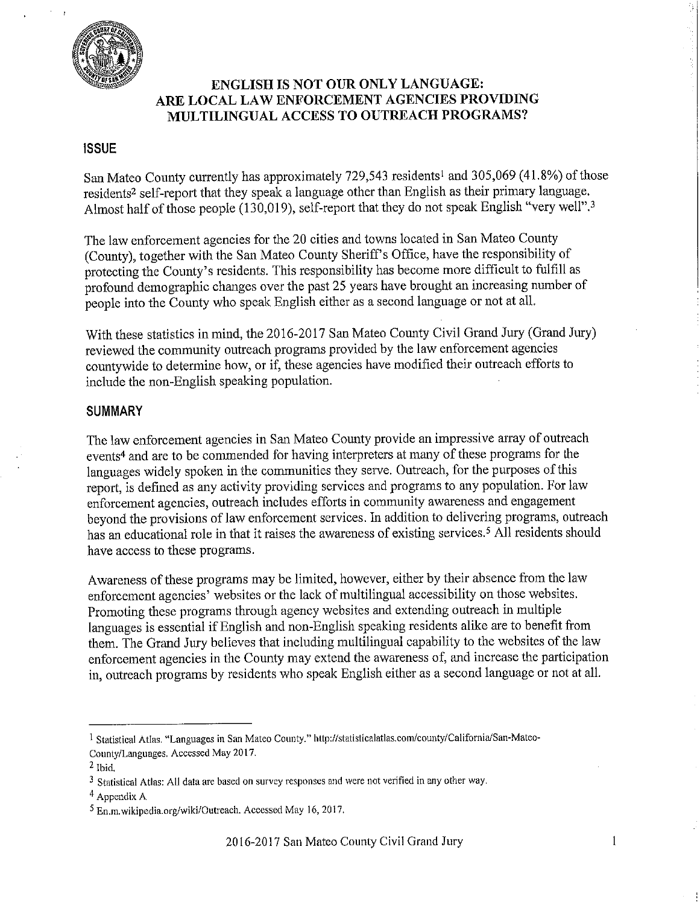# ENGLISH IS NOT OUR ONLY LANGUAGE: ARE LOCAL LAW ENFORCEMENT AGENCIES PROVIDING MULTILINGUAL ACCESS TO OUTREACH PROGRAMS?

## ISSUE

San Mateo County currently has approximately 729,543 residents[1] and 305,069 (41.8%) of those residents[2] self-report that they speak a language other than English as their primary language. Almost half of those people (130,019), self-report that they do not speak English "very well".[3]

The law enforcement agencies for the 20 cities and towns located in San Mateo County (County), together with the San Mateo County Sheriff's Office, have the responsibility of protecting the County's residents. This responsibility has become more difficult to fulfill as profound demographic changes over the past 25 years have brought an increasing number of people into the County who speak English either as a second language or not at all.

With these statistics in mind, the 2016-2017 San Mateo County Civil Grand Jury (Grand Jury) reviewed the community outreach programs provided by the law enforcement agencies countywide to determine how, or if, these agencies have modified their outreach efforts to include the non-English speaking population.

## SUMMARY

The law enforcement agencies in San Mateo County provide an impressive array of outreach events[4] and are to be commended for having interpreters at many of these programs for the languages widely spoken in the communities they serve. Outreach, for the purposes of this report, is defined as any activity providing services and programs to any population. For law enforcement agencies, outreach includes efforts in community awareness and engagement beyond the provisions of law enforcement services. In addition to delivering programs, outreach has an educational role in that it raises the awareness of existing services.[5] All residents should have access to these programs.

Awareness of these programs may be limited, however, either by their absence from the law enforcement agencies' websites or the lack of multilingual accessibility on those websites. Promoting these programs through agency websites and extending outreach in multiple languages is essential if English and non-English speaking residents alike are to benefit from them. The Grand Jury believes that including multilingual capability to the websites of the law enforcement agencies in the County may extend the awareness of, and increase the participation in, outreach programs by residents who speak English either as a second language or not at all.

---

[1] Statistical Atlas. "Languages in San Mateo County." http://statisticalatlas.com/county/California/San-Mateo-County/Languages. Accessed May 2017.

[2] Ibid.

[3] Statistical Atlas: All data are based on survey responses and were not verified in any other way.

[4] Appendix A

[5] En.m.wikipedia.org/wiki/Outreach. Accessed May 16, 2017.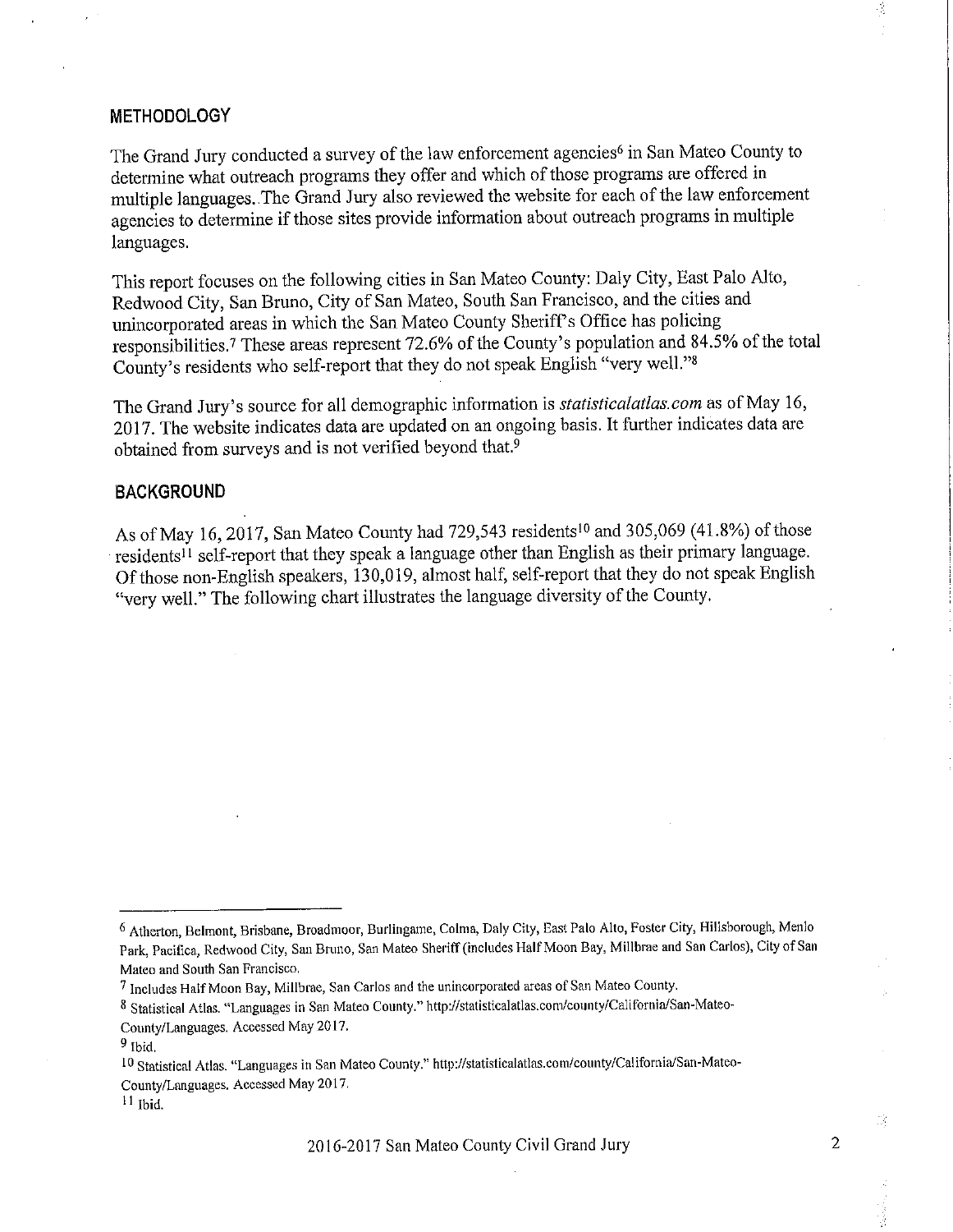## METHODOLOGY

The Grand Jury conducted a survey of the law enforcement agencies[6] in San Mateo County to determine what outreach programs they offer and which of those programs are offered in multiple languages. The Grand Jury also reviewed the website for each of the law enforcement agencies to determine if those sites provide information about outreach programs in multiple languages.

This report focuses on the following cities in San Mateo County: Daly City, East Palo Alto, Redwood City, San Bruno, City of San Mateo, South San Francisco, and the cities and unincorporated areas in which the San Mateo County Sheriff's Office has policing responsibilities.[7] These areas represent 72.6% of the County's population and 84.5% of the total County's residents who self-report that they do not speak English "very well."[8]

The Grand Jury's source for all demographic information is *statisticalatlas.com* as of May 16, 2017. The website indicates data are updated on an ongoing basis. It further indicates data are obtained from surveys and is not verified beyond that.[9]

## BACKGROUND

As of May 16, 2017, San Mateo County had 729,543 residents[10] and 305,069 (41.8%) of those residents[11] self-report that they speak a language other than English as their primary language. Of those non-English speakers, 130,019, almost half, self-report that they do not speak English "very well." The following chart illustrates the language diversity of the County.

---

[6] Atherton, Belmont, Brisbane, Broadmoor, Burlingame, Colma, Daly City, East Palo Alto, Foster City, Hillsborough, Menlo Park, Pacifica, Redwood City, San Bruno, San Mateo Sheriff (includes Half Moon Bay, Millbrae and San Carlos), City of San Mateo and South San Francisco.

[7] Includes Half Moon Bay, Millbrae, San Carlos and the unincorporated areas of San Mateo County.

[8] Statistical Atlas. "Languages in San Mateo County." http://statisticalatlas.com/county/California/San-Mateo-County/Languages. Accessed May 2017.

[9] Ibid.

[10] Statistical Atlas. "Languages in San Mateo County." http://statisticalatlas.com/county/California/San-Mateo-County/Languages. Accessed May 2017.

[11] Ibid.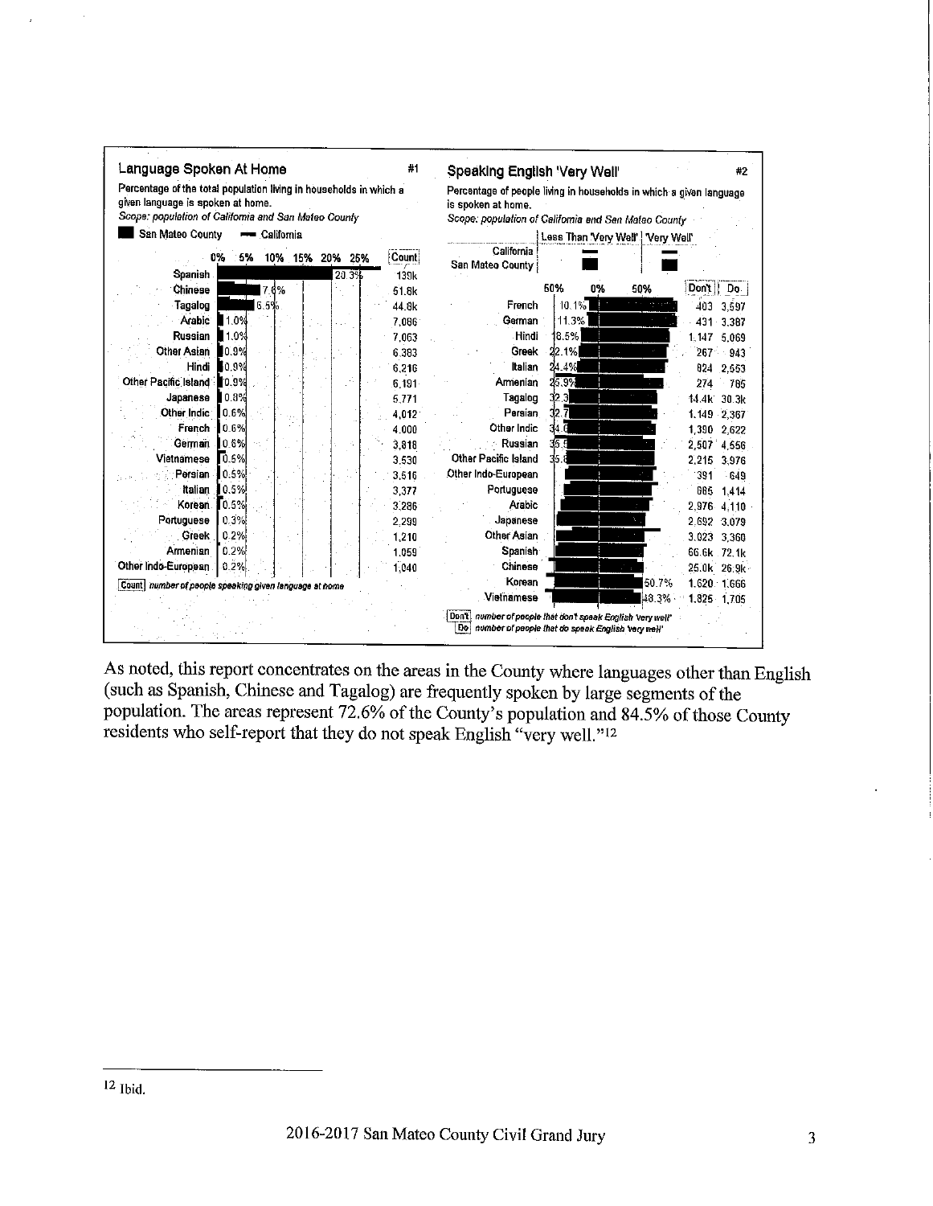**Language Spoken At Home** #1

Percentage of the total population living in households in which a given language is spoken at home.

*Scope: population of California and San Mateo County*

San Mateo County — California

| Language | San Mateo County % | Count |
|---|---|---|
| Spanish | 20.3% | 139k |
| Chinese | 7.6% | 51.8k |
| Tagalog | 6.5% | 44.8k |
| Arabic | 1.0% | 7,086 |
| Russian | 1.0% | 7,063 |
| Other Asian | 0.9% | 6,383 |
| Hindi | 0.9% | 6,216 |
| Other Pacific Island | 0.9% | 6,191 |
| Japanese | 0.8% | 5,771 |
| Other Indic | 0.6% | 4,012 |
| French | 0.6% | 4,000 |
| German | 0.6% | 3,818 |
| Vietnamese | 0.5% | 3,530 |
| Persian | 0.5% | 3,516 |
| Italian | 0.5% | 3,377 |
| Korean | 0.5% | 3,286 |
| Portuguese | 0.3% | 2,299 |
| Greek | 0.2% | 1,210 |
| Armenian | 0.2% | 1,059 |
| Other Indo-European | 0.2% | 1,040 |

Count: number of people speaking given language at home

**Speaking English 'Very Well'** #2

Percentage of people living in households in which a given language is spoken at home.

*Scope: population of California and San Mateo County*

Less Than 'Very Well' | 'Very Well'

| Language | Less Than 'Very Well' % | Don't | Do |
|---|---|---|---|
| French | 10.1% | 403 | 3,597 |
| German | 11.3% | 431 | 3,387 |
| Hindi | 18.5% | 1,147 | 5,069 |
| Greek | 22.1% | 267 | 943 |
| Italian | 24.4% | 824 | 2,553 |
| Armenian | 25.9% | 274 | 785 |
| Tagalog | 32.3 | 14.4k | 30.3k |
| Persian | 32.7 | 1,149 | 2,367 |
| Other Indic | 34.6 | 1,390 | 2,622 |
| Russian | 35.5 | 2,507 | 4,556 |
| Other Pacific Island | 35.8 | 2,215 | 3,976 |
| Other Indo-European | | 391 | 649 |
| Portuguese | | 885 | 1,414 |
| Arabic | | 2,976 | 4,110 |
| Japanese | | 2,692 | 3,079 |
| Other Asian | | 3,023 | 3,360 |
| Spanish | | 66.6k | 72.1k |
| Chinese | | 25.0k | 26.9k |
| Korean | 50.7% | 1,620 | 1,666 |
| Vietnamese | 48.3% | 1,825 | 1,705 |

Don't: number of people that don't speak English 'very well'
Do: number of people that do speak English 'very well'

As noted, this report concentrates on the areas in the County where languages other than English (such as Spanish, Chinese and Tagalog) are frequently spoken by large segments of the population. The areas represent 72.6% of the County's population and 84.5% of those County residents who self-report that they do not speak English "very well."[12]

---

[12] Ibid.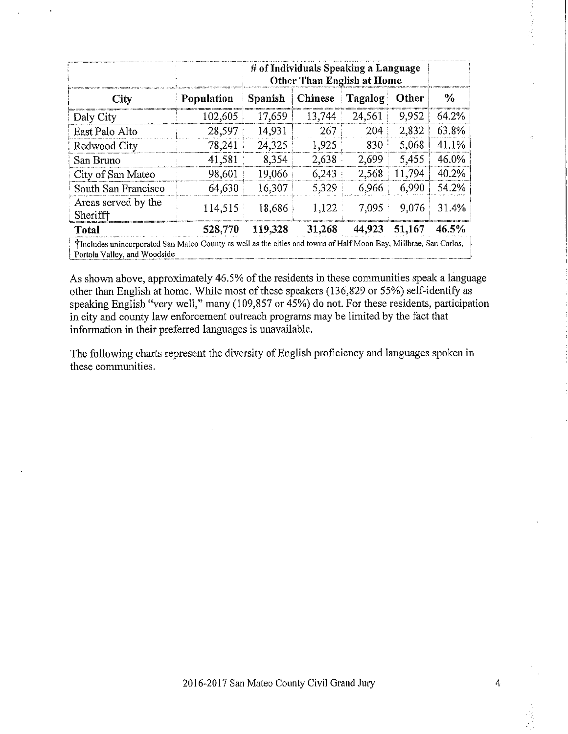| | | # of Individuals Speaking a Language Other Than English at Home | | | | |
|---|---|---|---|---|---|---|
| **City** | **Population** | **Spanish** | **Chinese** | **Tagalog** | **Other** | **%** |
| Daly City | 102,605 | 17,659 | 13,744 | 24,561 | 9,952 | 64.2% |
| East Palo Alto | 28,597 | 14,931 | 267 | 204 | 2,832 | 63.8% |
| Redwood City | 78,241 | 24,325 | 1,925 | 830 | 5,068 | 41.1% |
| San Bruno | 41,581 | 8,354 | 2,638 | 2,699 | 5,455 | 46.0% |
| City of San Mateo | 98,601 | 19,066 | 6,243 | 2,568 | 11,794 | 40.2% |
| South San Francisco | 64,630 | 16,307 | 5,329 | 6,966 | 6,990 | 54.2% |
| Areas served by the Sheriff† | 114,515 | 18,686 | 1,122 | 7,095 | 9,076 | 31.4% |
| **Total** | **528,770** | **119,328** | **31,268** | **44,923** | **51,167** | **46.5%** |

†Includes unincorporated San Mateo County as well as the cities and towns of Half Moon Bay, Millbrae, San Carlos, Portola Valley, and Woodside

As shown above, approximately 46.5% of the residents in these communities speak a language other than English at home. While most of these speakers (136,829 or 55%) self-identify as speaking English "very well," many (109,857 or 45%) do not. For these residents, participation in city and county law enforcement outreach programs may be limited by the fact that information in their preferred languages is unavailable.

The following charts represent the diversity of English proficiency and languages spoken in these communities.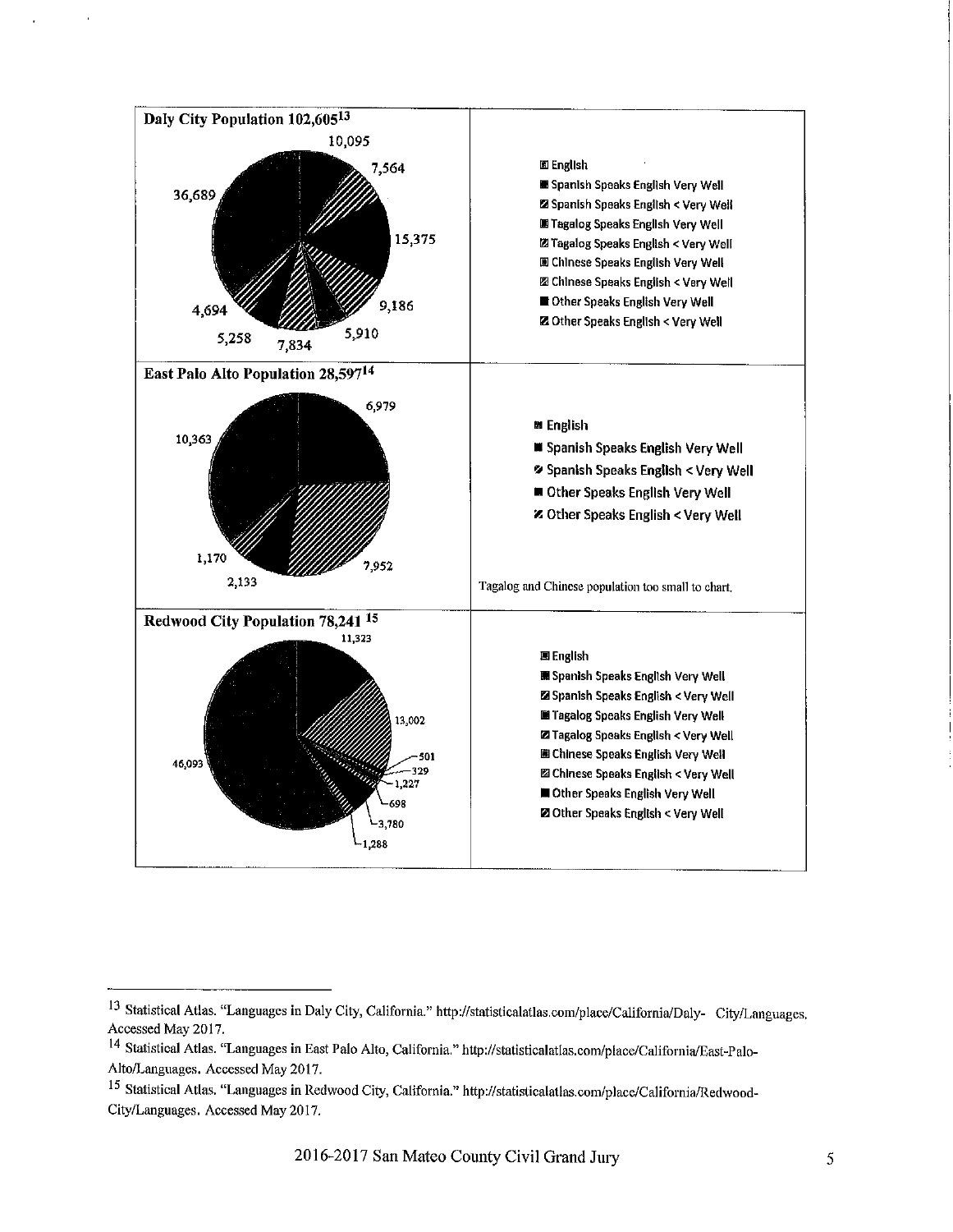**Daly City Population 102,605**[13]

10,095
7,564
15,375
9,186
5,910
7,834
5,258
4,694
36,689

- English
- Spanish Speaks English Very Well
- Spanish Speaks English < Very Well
- Tagalog Speaks English Very Well
- Tagalog Speaks English < Very Well
- Chinese Speaks English Very Well
- Chinese Speaks English < Very Well
- Other Speaks English Very Well
- Other Speaks English < Very Well

**East Palo Alto Population 28,597**[14]

6,979
7,952
2,133
1,170
10,363

- English
- Spanish Speaks English Very Well
- Spanish Speaks English < Very Well
- Other Speaks English Very Well
- Other Speaks English < Very Well

Tagalog and Chinese population too small to chart.

**Redwood City Population 78,241** [15]

11,323
13,002
501
329
1,227
698
3,780
1,288
46,093

- English
- Spanish Speaks English Very Well
- Spanish Speaks English < Very Well
- Tagalog Speaks English Very Well
- Tagalog Speaks English < Very Well
- Chinese Speaks English Very Well
- Chinese Speaks English < Very Well
- Other Speaks English Very Well
- Other Speaks English < Very Well

---

[13] Statistical Atlas. "Languages in Daly City, California." http://statisticalatlas.com/place/California/Daly- City/Languages. Accessed May 2017.

[14] Statistical Atlas. "Languages in East Palo Alto, California." http://statisticalatlas.com/place/California/East-Palo-Alto/Languages. Accessed May 2017.

[15] Statistical Atlas. "Languages in Redwood City, California." http://statisticalatlas.com/place/California/Redwood-City/Languages. Accessed May 2017.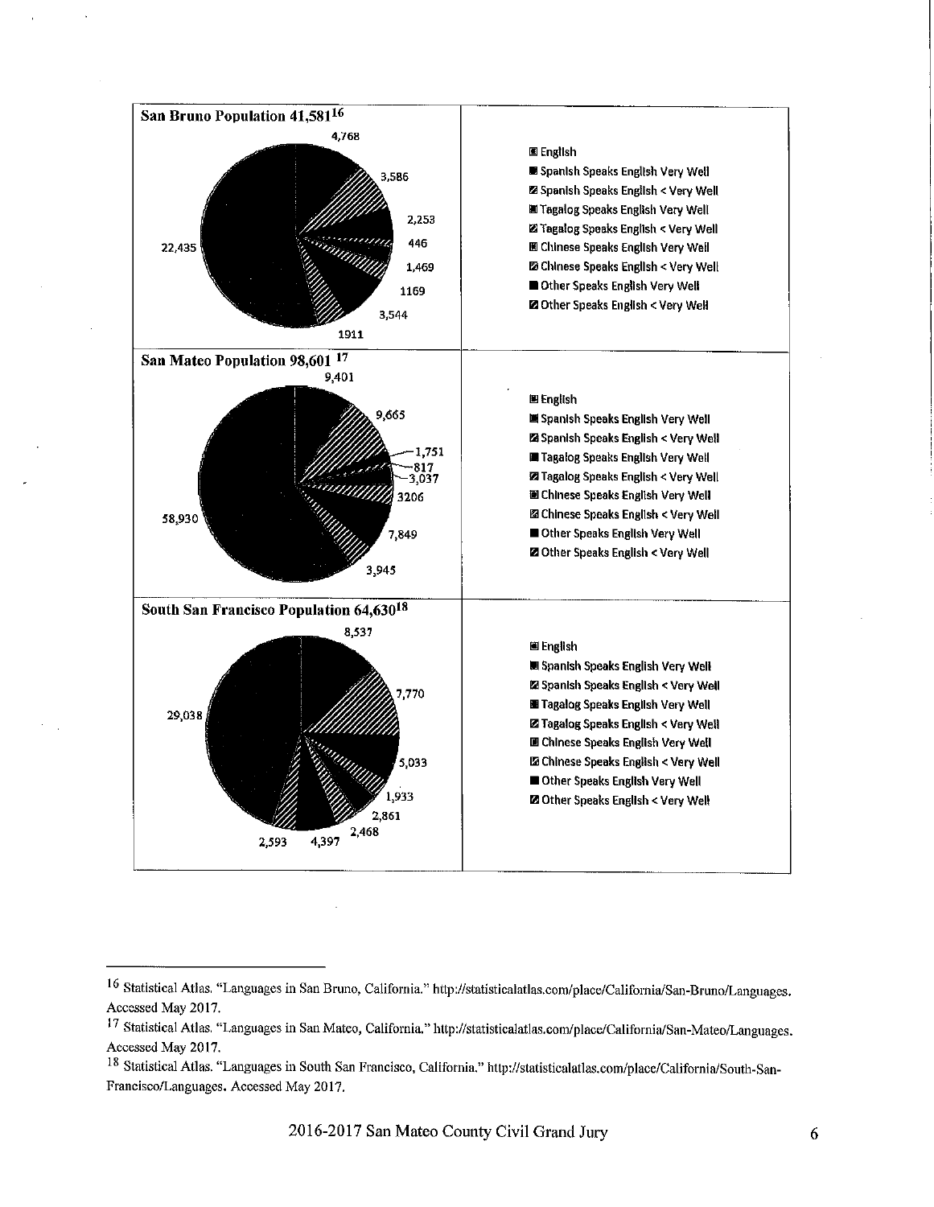**San Bruno Population 41,581**[16]

Pie chart values: 4,768; 3,586; 2,253; 446; 1,469; 1169; 3,544; 1911; 22,435

- English
- Spanish Speaks English Very Well
- Spanish Speaks English < Very Well
- Tagalog Speaks English Very Well
- Tagalog Speaks English < Very Well
- Chinese Speaks English Very Well
- Chinese Speaks English < Very Well
- Other Speaks English Very Well
- Other Speaks English < Very Well

**San Mateo Population 98,601** [17]

Pie chart values: 9,401; 9,665; 1,751; 817; 3,037; 3206; 7,849; 3,945; 58,930

- English
- Spanish Speaks English Very Well
- Spanish Speaks English < Very Well
- Tagalog Speaks English Very Well
- Tagalog Speaks English < Very Well
- Chinese Speaks English Very Well
- Chinese Speaks English < Very Well
- Other Speaks English Very Well
- Other Speaks English < Very Well

**South San Francisco Population 64,630**[18]

Pie chart values: 8,537; 7,770; 5,033; 1,933; 2,861; 2,468; 4,397; 2,593; 29,038

- English
- Spanish Speaks English Very Well
- Spanish Speaks English < Very Well
- Tagalog Speaks English Very Well
- Tagalog Speaks English < Very Well
- Chinese Speaks English Very Well
- Chinese Speaks English < Very Well
- Other Speaks English Very Well
- Other Speaks English < Very Well

---

[16] Statistical Atlas. "Languages in San Bruno, California." http://statisticalatlas.com/place/California/San-Bruno/Languages. Accessed May 2017.

[17] Statistical Atlas. "Languages in San Mateo, California." http://statisticalatlas.com/place/California/San-Mateo/Languages. Accessed May 2017.

[18] Statistical Atlas. "Languages in South San Francisco, California." http://statisticalatlas.com/place/California/South-San-Francisco/Languages. Accessed May 2017.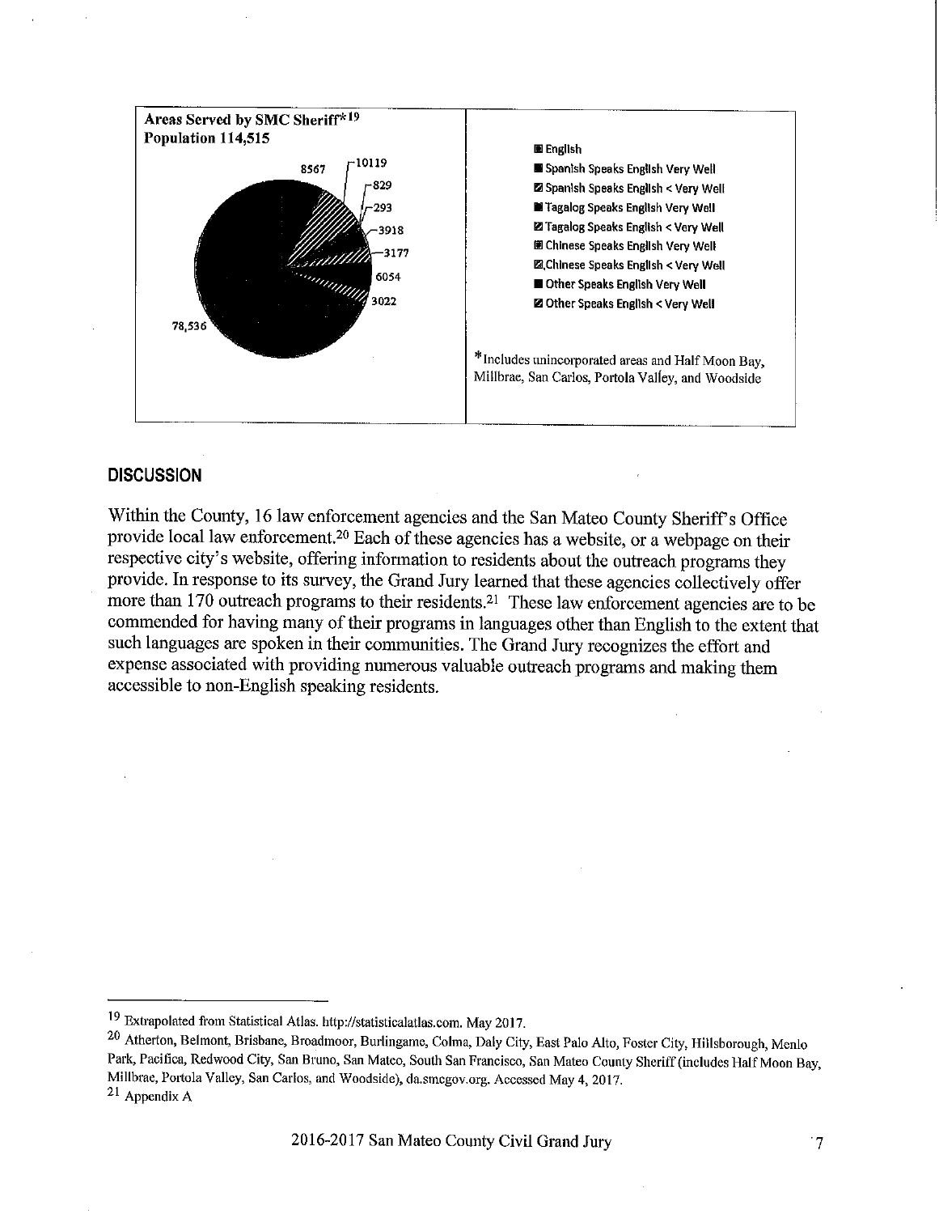**Areas Served by SMC Sheriff*[19]**
**Population 114,515**

78,536; 8567; 10119; 829; 293; 3918; 3177; 6054; 3022

- English
- Spanish Speaks English Very Well
- Spanish Speaks English < Very Well
- Tagalog Speaks English Very Well
- Tagalog Speaks English < Very Well
- Chinese Speaks English Very Well
- Chinese Speaks English < Very Well
- Other Speaks English Very Well
- Other Speaks English < Very Well

*Includes unincorporated areas and Half Moon Bay, Millbrae, San Carlos, Portola Valley, and Woodside

## DISCUSSION

Within the County, 16 law enforcement agencies and the San Mateo County Sheriff's Office provide local law enforcement.[20] Each of these agencies has a website, or a webpage on their respective city's website, offering information to residents about the outreach programs they provide. In response to its survey, the Grand Jury learned that these agencies collectively offer more than 170 outreach programs to their residents.[21] These law enforcement agencies are to be commended for having many of their programs in languages other than English to the extent that such languages are spoken in their communities. The Grand Jury recognizes the effort and expense associated with providing numerous valuable outreach programs and making them accessible to non-English speaking residents.

---

[19] Extrapolated from Statistical Atlas. http://statisticalatlas.com. May 2017.

[20] Atherton, Belmont, Brisbane, Broadmoor, Burlingame, Colma, Daly City, East Palo Alto, Foster City, Hillsborough, Menlo Park, Pacifica, Redwood City, San Bruno, San Mateo, South San Francisco, San Mateo County Sheriff (includes Half Moon Bay, Millbrae, Portola Valley, San Carlos, and Woodside), da.smcgov.org. Accessed May 4, 2017.

[21] Appendix A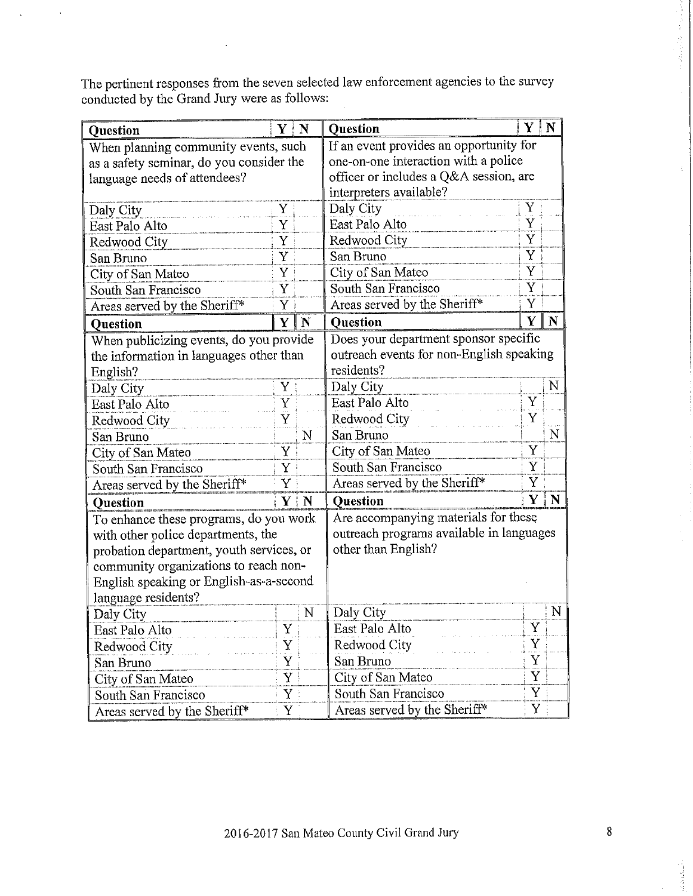The pertinent responses from the seven selected law enforcement agencies to the survey conducted by the Grand Jury were as follows:

| Question | Y | N | Question | Y | N |
|---|---|---|---|---|---|
| When planning community events, such as a safety seminar, do you consider the language needs of attendees? | | | If an event provides an opportunity for one-on-one interaction with a police officer or includes a Q&A session, are interpreters available? | | |
| Daly City | Y | | Daly City | Y | |
| East Palo Alto | Y | | East Palo Alto | Y | |
| Redwood City | Y | | Redwood City | Y | |
| San Bruno | Y | | San Bruno | Y | |
| City of San Mateo | Y | | City of San Mateo | Y | |
| South San Francisco | Y | | South San Francisco | Y | |
| Areas served by the Sheriff* | Y | | Areas served by the Sheriff* | Y | |
| **Question** | **Y** | **N** | **Question** | **Y** | **N** |
| When publicizing events, do you provide the information in languages other than English? | | | Does your department sponsor specific outreach events for non-English speaking residents? | | |
| Daly City | Y | | Daly City | | N |
| East Palo Alto | Y | | East Palo Alto | Y | |
| Redwood City | Y | | Redwood City | Y | |
| San Bruno | | N | San Bruno | | N |
| City of San Mateo | Y | | City of San Mateo | Y | |
| South San Francisco | Y | | South San Francisco | Y | |
| Areas served by the Sheriff* | Y | | Areas served by the Sheriff* | Y | |
| **Question** | **Y** | **N** | **Question** | **Y** | **N** |
| To enhance these programs, do you work with other police departments, the probation department, youth services, or community organizations to reach non-English speaking or English-as-a-second language residents? | | | Are accompanying materials for these outreach programs available in languages other than English? | | |
| Daly City | | N | Daly City | | N |
| East Palo Alto | Y | | East Palo Alto | Y | |
| Redwood City | Y | | Redwood City | Y | |
| San Bruno | Y | | San Bruno | Y | |
| City of San Mateo | Y | | City of San Mateo | Y | |
| South San Francisco | Y | | South San Francisco | Y | |
| Areas served by the Sheriff* | Y | | Areas served by the Sheriff* | Y | |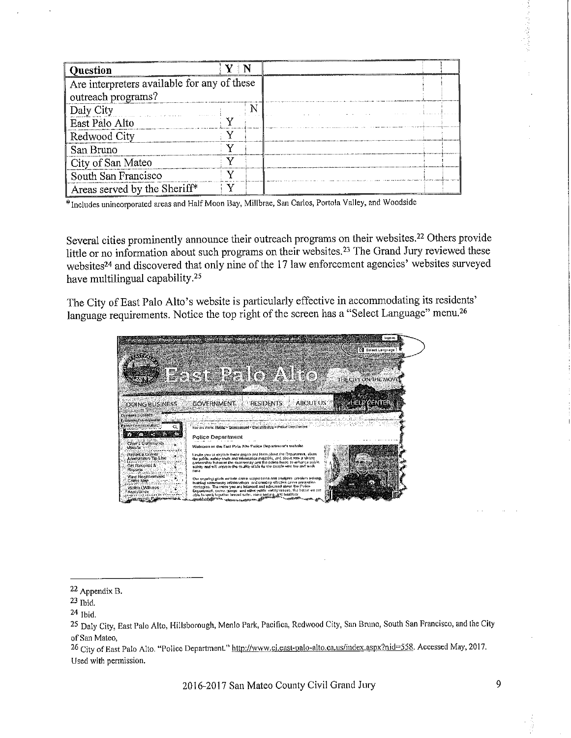| Question | Y | N |
|---|---|---|
| Are interpreters available for any of these outreach programs? | | |
| Daly City | | N |
| East Palo Alto | Y | |
| Redwood City | Y | |
| San Bruno | Y | |
| City of San Mateo | Y | |
| South San Francisco | Y | |
| Areas served by the Sheriff* | Y | |

*Includes unincorporated areas and Half Moon Bay, Millbrae, San Carlos, Portola Valley, and Woodside

Several cities prominently announce their outreach programs on their websites.[22] Others provide little or no information about such programs on their websites.[23] The Grand Jury reviewed these websites[24] and discovered that only nine of the 17 law enforcement agencies' websites surveyed have multilingual capability.[25]

The City of East Palo Alto's website is particularly effective in accommodating its residents' language requirements. Notice the top right of the screen has a "Select Language" menu.[26]

---

[22] Appendix B.

[23] Ibid.

[24] Ibid.

[25] Daly City, East Palo Alto, Hillsborough, Menlo Park, Pacifica, Redwood City, San Bruno, South San Francisco, and the City of San Mateo,

[26] City of East Palo Alto. "Police Department." http://www.ci.east-palo-alto.ca.us/index.aspx?nid=558. Accessed May, 2017. Used with permission.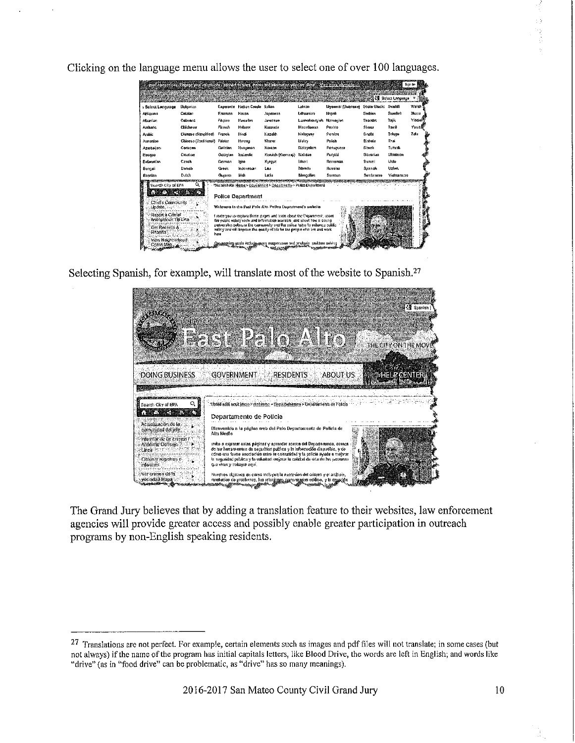Clicking on the language menu allows the user to select one of over 100 languages.

Selecting Spanish, for example, will translate most of the website to Spanish.[27]

The Grand Jury believes that by adding a translation feature to their websites, law enforcement agencies will provide greater access and possibly enable greater participation in outreach programs by non-English speaking residents.

[27] Translations are not perfect. For example, certain elements such as images and pdf files will not translate; in some cases (but not always) if the name of the program has initial capitals letters, like Blood Drive, the words are left in English; and words like "drive" (as in "food drive" can be problematic, as "drive" has so many meanings).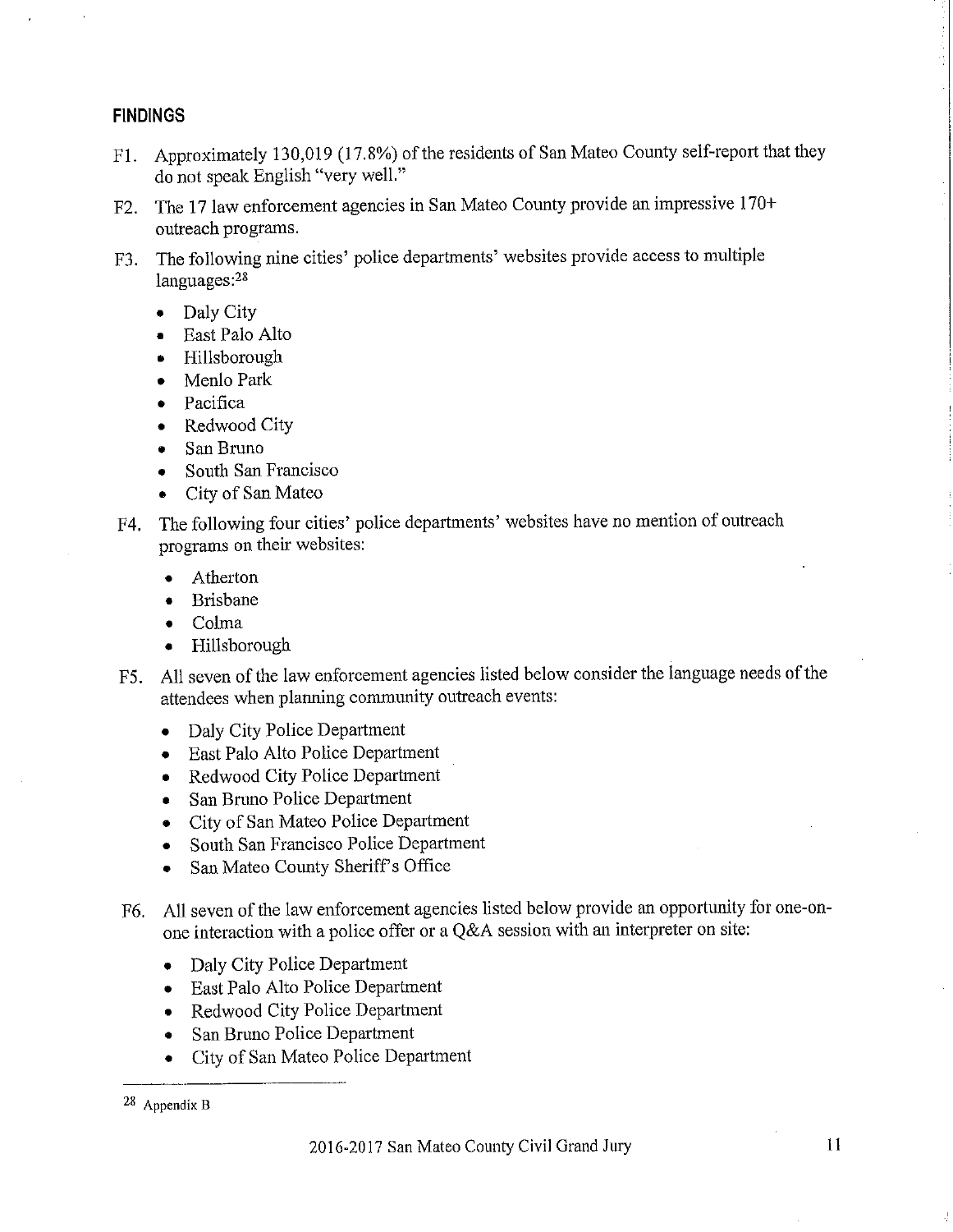## FINDINGS

F1. Approximately 130,019 (17.8%) of the residents of San Mateo County self-report that they do not speak English "very well."

F2. The 17 law enforcement agencies in San Mateo County provide an impressive 170+ outreach programs.

F3. The following nine cities' police departments' websites provide access to multiple languages:[28]

- Daly City
- East Palo Alto
- Hillsborough
- Menlo Park
- Pacifica
- Redwood City
- San Bruno
- South San Francisco
- City of San Mateo

F4. The following four cities' police departments' websites have no mention of outreach programs on their websites:

- Atherton
- Brisbane
- Colma
- Hillsborough

F5. All seven of the law enforcement agencies listed below consider the language needs of the attendees when planning community outreach events:

- Daly City Police Department
- East Palo Alto Police Department
- Redwood City Police Department
- San Bruno Police Department
- City of San Mateo Police Department
- South San Francisco Police Department
- San Mateo County Sheriff's Office

F6. All seven of the law enforcement agencies listed below provide an opportunity for one-on-one interaction with a police offer or a Q&A session with an interpreter on site:

- Daly City Police Department
- East Palo Alto Police Department
- Redwood City Police Department
- San Bruno Police Department
- City of San Mateo Police Department

[28] Appendix B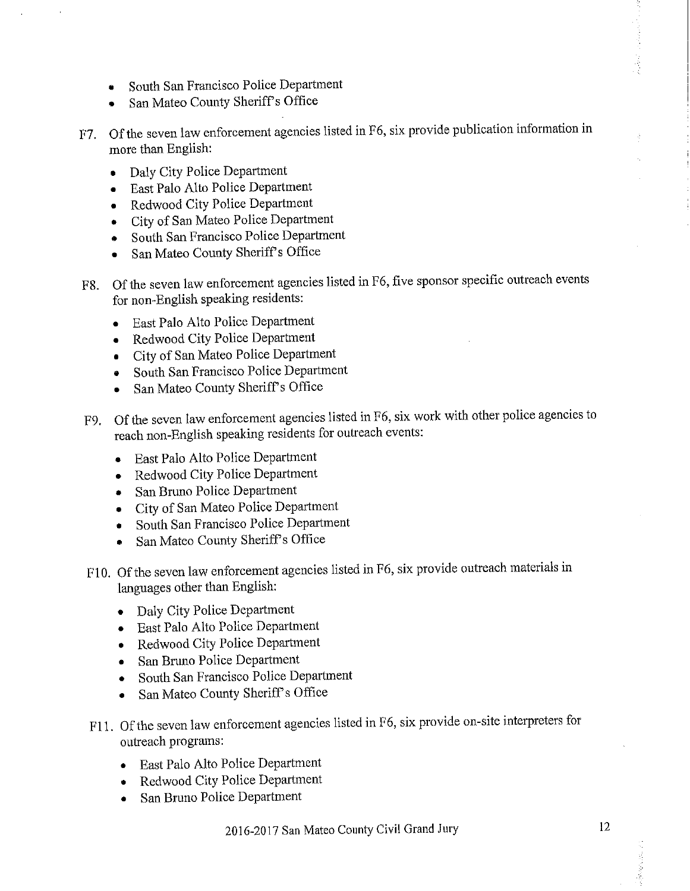- South San Francisco Police Department
- San Mateo County Sheriff's Office

F7. Of the seven law enforcement agencies listed in F6, six provide publication information in more than English:

- Daly City Police Department
- East Palo Alto Police Department
- Redwood City Police Department
- City of San Mateo Police Department
- South San Francisco Police Department
- San Mateo County Sheriff's Office

F8. Of the seven law enforcement agencies listed in F6, five sponsor specific outreach events for non-English speaking residents:

- East Palo Alto Police Department
- Redwood City Police Department
- City of San Mateo Police Department
- South San Francisco Police Department
- San Mateo County Sheriff's Office

F9. Of the seven law enforcement agencies listed in F6, six work with other police agencies to reach non-English speaking residents for outreach events:

- East Palo Alto Police Department
- Redwood City Police Department
- San Bruno Police Department
- City of San Mateo Police Department
- South San Francisco Police Department
- San Mateo County Sheriff's Office

F10. Of the seven law enforcement agencies listed in F6, six provide outreach materials in languages other than English:

- Daly City Police Department
- East Palo Alto Police Department
- Redwood City Police Department
- San Bruno Police Department
- South San Francisco Police Department
- San Mateo County Sheriff's Office

F11. Of the seven law enforcement agencies listed in F6, six provide on-site interpreters for outreach programs:

- East Palo Alto Police Department
- Redwood City Police Department
- San Bruno Police Department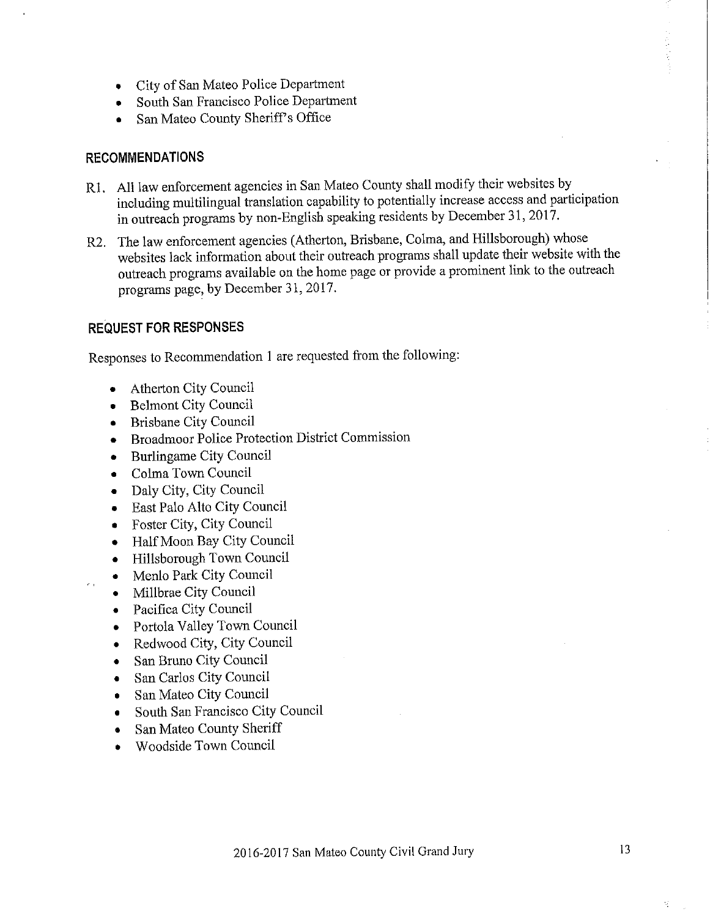- City of San Mateo Police Department
- South San Francisco Police Department
- San Mateo County Sheriff's Office

## RECOMMENDATIONS

R1. All law enforcement agencies in San Mateo County shall modify their websites by including multilingual translation capability to potentially increase access and participation in outreach programs by non-English speaking residents by December 31, 2017.

R2. The law enforcement agencies (Atherton, Brisbane, Colma, and Hillsborough) whose websites lack information about their outreach programs shall update their website with the outreach programs available on the home page or provide a prominent link to the outreach programs page, by December 31, 2017.

## REQUEST FOR RESPONSES

Responses to Recommendation 1 are requested from the following:

- Atherton City Council
- Belmont City Council
- Brisbane City Council
- Broadmoor Police Protection District Commission
- Burlingame City Council
- Colma Town Council
- Daly City, City Council
- East Palo Alto City Council
- Foster City, City Council
- Half Moon Bay City Council
- Hillsborough Town Council
- Menlo Park City Council
- Millbrae City Council
- Pacifica City Council
- Portola Valley Town Council
- Redwood City, City Council
- San Bruno City Council
- San Carlos City Council
- San Mateo City Council
- South San Francisco City Council
- San Mateo County Sheriff
- Woodside Town Council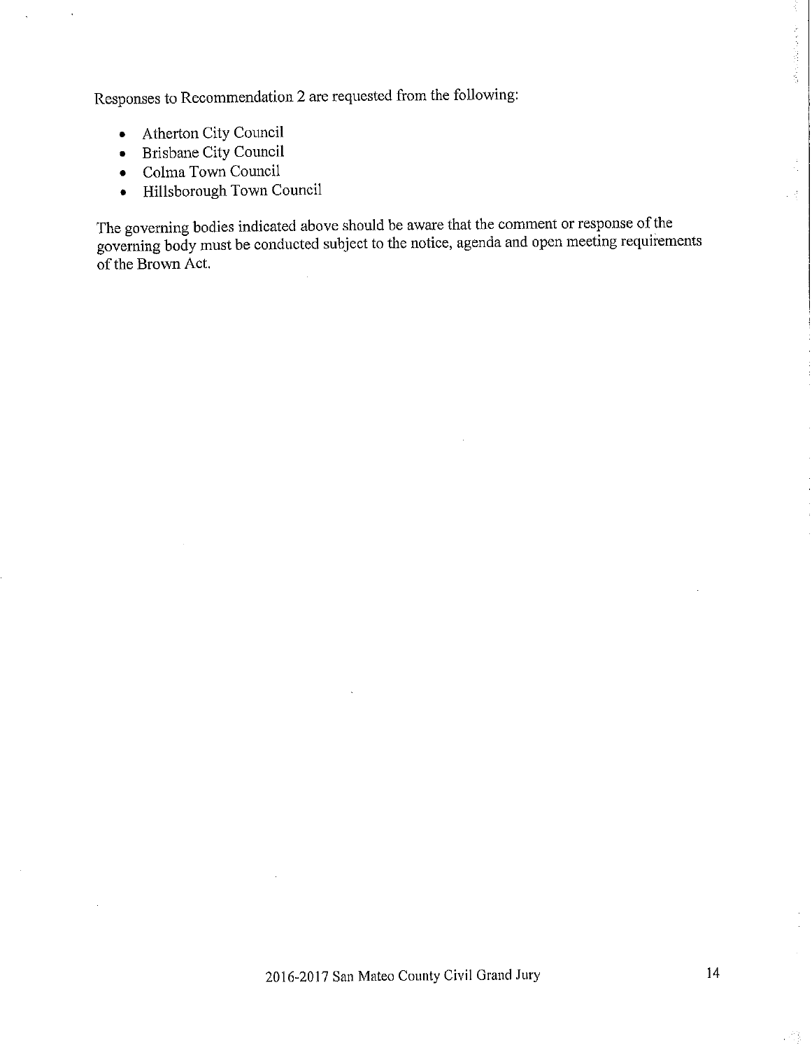Responses to Recommendation 2 are requested from the following:

- Atherton City Council
- Brisbane City Council
- Colma Town Council
- Hillsborough Town Council

The governing bodies indicated above should be aware that the comment or response of the governing body must be conducted subject to the notice, agenda and open meeting requirements of the Brown Act.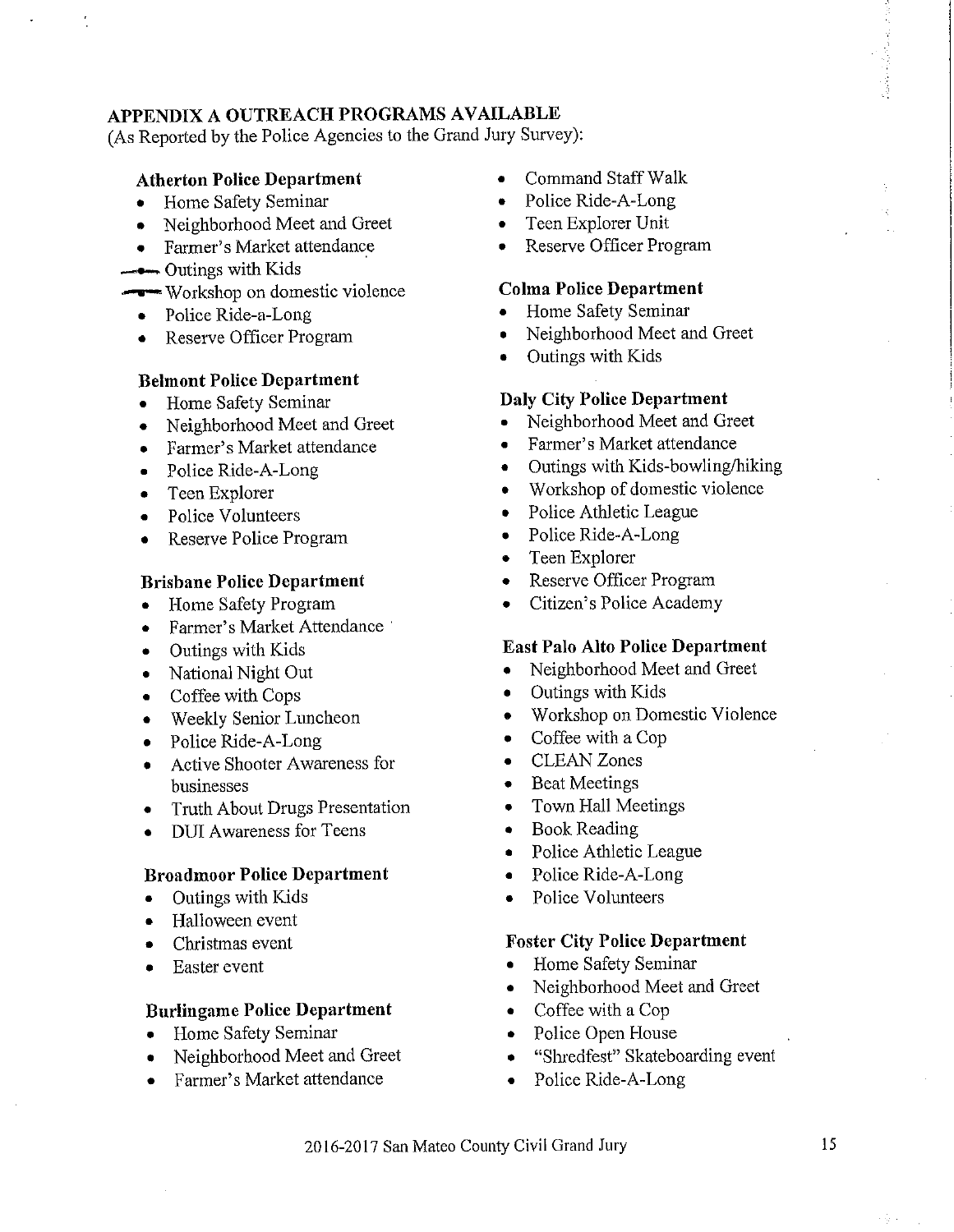## APPENDIX A OUTREACH PROGRAMS AVAILABLE

(As Reported by the Police Agencies to the Grand Jury Survey):

### Atherton Police Department

- Home Safety Seminar
- Neighborhood Meet and Greet
- Farmer's Market attendance
- Outings with Kids
- Workshop on domestic violence
- Police Ride-a-Long
- Reserve Officer Program

### Belmont Police Department

- Home Safety Seminar
- Neighborhood Meet and Greet
- Farmer's Market attendance
- Police Ride-A-Long
- Teen Explorer
- Police Volunteers
- Reserve Police Program

### Brisbane Police Department

- Home Safety Program
- Farmer's Market Attendance
- Outings with Kids
- National Night Out
- Coffee with Cops
- Weekly Senior Luncheon
- Police Ride-A-Long
- Active Shooter Awareness for businesses
- Truth About Drugs Presentation
- DUI Awareness for Teens

### Broadmoor Police Department

- Outings with Kids
- Halloween event
- Christmas event
- Easter event

### Burlingame Police Department

- Home Safety Seminar
- Neighborhood Meet and Greet
- Farmer's Market attendance
- Command Staff Walk
- Police Ride-A-Long
- Teen Explorer Unit
- Reserve Officer Program

### Colma Police Department

- Home Safety Seminar
- Neighborhood Meet and Greet
- Outings with Kids

### Daly City Police Department

- Neighborhood Meet and Greet
- Farmer's Market attendance
- Outings with Kids-bowling/hiking
- Workshop of domestic violence
- Police Athletic League
- Police Ride-A-Long
- Teen Explorer
- Reserve Officer Program
- Citizen's Police Academy

### East Palo Alto Police Department

- Neighborhood Meet and Greet
- Outings with Kids
- Workshop on Domestic Violence
- Coffee with a Cop
- CLEAN Zones
- Beat Meetings
- Town Hall Meetings
- Book Reading
- Police Athletic League
- Police Ride-A-Long
- Police Volunteers

### Foster City Police Department

- Home Safety Seminar
- Neighborhood Meet and Greet
- Coffee with a Cop
- Police Open House
- "Shredfest" Skateboarding event
- Police Ride-A-Long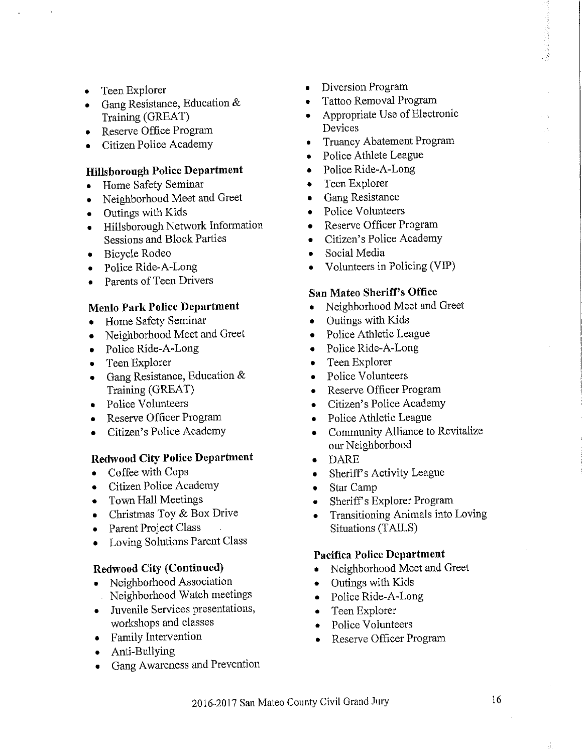- Teen Explorer
- Gang Resistance, Education & Training (GREAT)
- Reserve Office Program
- Citizen Police Academy

**Hillsborough Police Department**

- Home Safety Seminar
- Neighborhood Meet and Greet
- Outings with Kids
- Hillsborough Network Information Sessions and Block Parties
- Bicycle Rodeo
- Police Ride-A-Long
- Parents of Teen Drivers

**Menlo Park Police Department**

- Home Safety Seminar
- Neighborhood Meet and Greet
- Police Ride-A-Long
- Teen Explorer
- Gang Resistance, Education & Training (GREAT)
- Police Volunteers
- Reserve Officer Program
- Citizen's Police Academy

**Redwood City Police Department**

- Coffee with Cops
- Citizen Police Academy
- Town Hall Meetings
- Christmas Toy & Box Drive
- Parent Project Class
- Loving Solutions Parent Class

**Redwood City (Continued)**

- Neighborhood Association Neighborhood Watch meetings
- Juvenile Services presentations, workshops and classes
- Family Intervention
- Anti-Bullying
- Gang Awareness and Prevention
- Diversion Program
- Tattoo Removal Program
- Appropriate Use of Electronic Devices
- Truancy Abatement Program
- Police Athlete League
- Police Ride-A-Long
- Teen Explorer
- Gang Resistance
- Police Volunteers
- Reserve Officer Program
- Citizen's Police Academy
- Social Media
- Volunteers in Policing (VIP)

**San Mateo Sheriff's Office**

- Neighborhood Meet and Greet
- Outings with Kids
- Police Athletic League
- Police Ride-A-Long
- Teen Explorer
- Police Volunteers
- Reserve Officer Program
- Citizen's Police Academy
- Police Athletic League
- Community Alliance to Revitalize our Neighborhood
- DARE
- Sheriff's Activity League
- Star Camp
- Sheriff's Explorer Program
- Transitioning Animals into Loving Situations (TAILS)

**Pacifica Police Department**

- Neighborhood Meet and Greet
- Outings with Kids
- Police Ride-A-Long
- Teen Explorer
- Police Volunteers
- Reserve Officer Program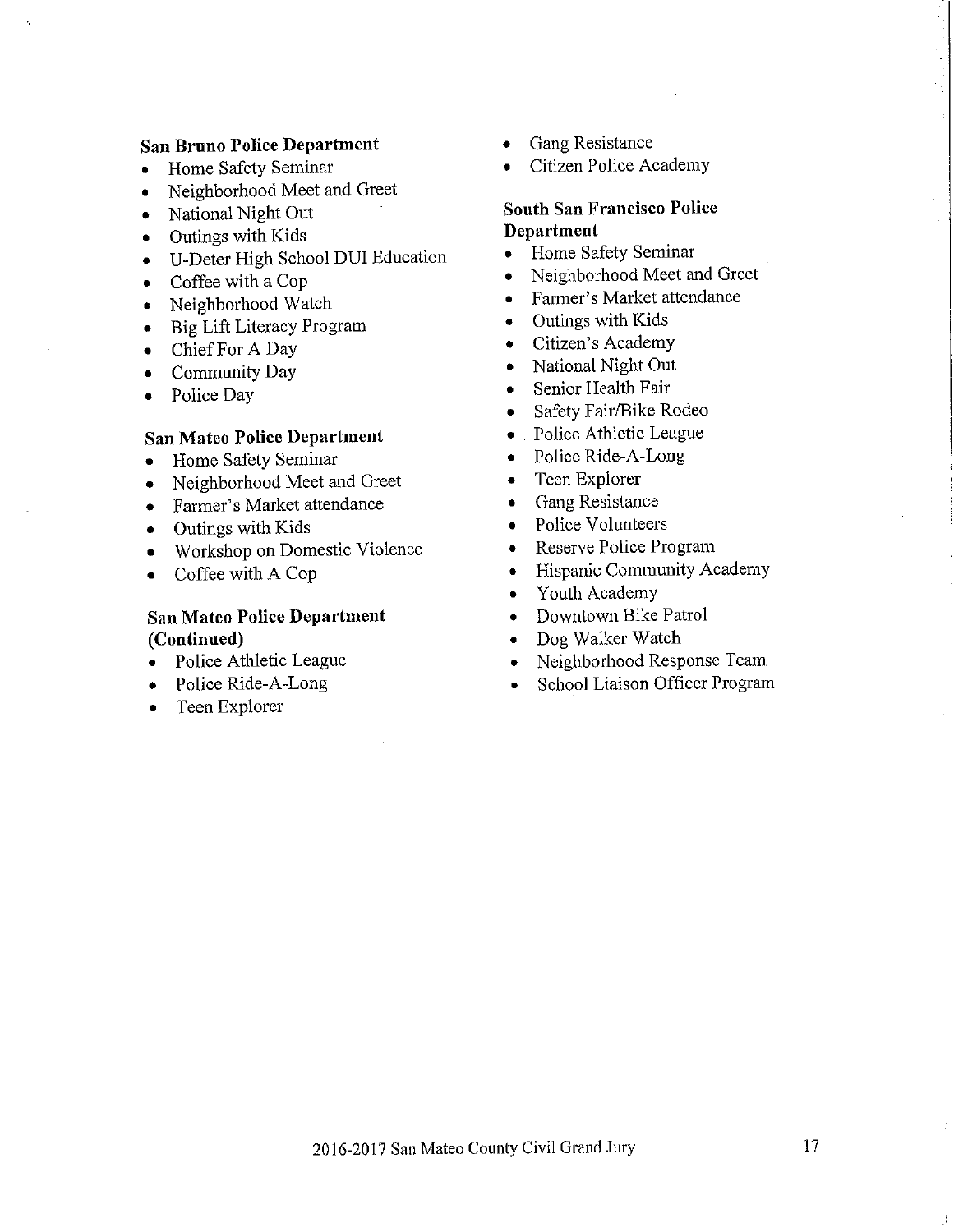**San Bruno Police Department**

- Home Safety Seminar
- Neighborhood Meet and Greet
- National Night Out
- Outings with Kids
- U-Deter High School DUI Education
- Coffee with a Cop
- Neighborhood Watch
- Big Lift Literacy Program
- Chief For A Day
- Community Day
- Police Day

**San Mateo Police Department**

- Home Safety Seminar
- Neighborhood Meet and Greet
- Farmer's Market attendance
- Outings with Kids
- Workshop on Domestic Violence
- Coffee with A Cop

**San Mateo Police Department (Continued)**

- Police Athletic League
- Police Ride-A-Long
- Teen Explorer
- Gang Resistance
- Citizen Police Academy

**South San Francisco Police Department**

- Home Safety Seminar
- Neighborhood Meet and Greet
- Farmer's Market attendance
- Outings with Kids
- Citizen's Academy
- National Night Out
- Senior Health Fair
- Safety Fair/Bike Rodeo
- Police Athletic League
- Police Ride-A-Long
- Teen Explorer
- Gang Resistance
- Police Volunteers
- Reserve Police Program
- Hispanic Community Academy
- Youth Academy
- Downtown Bike Patrol
- Dog Walker Watch
- Neighborhood Response Team
- School Liaison Officer Program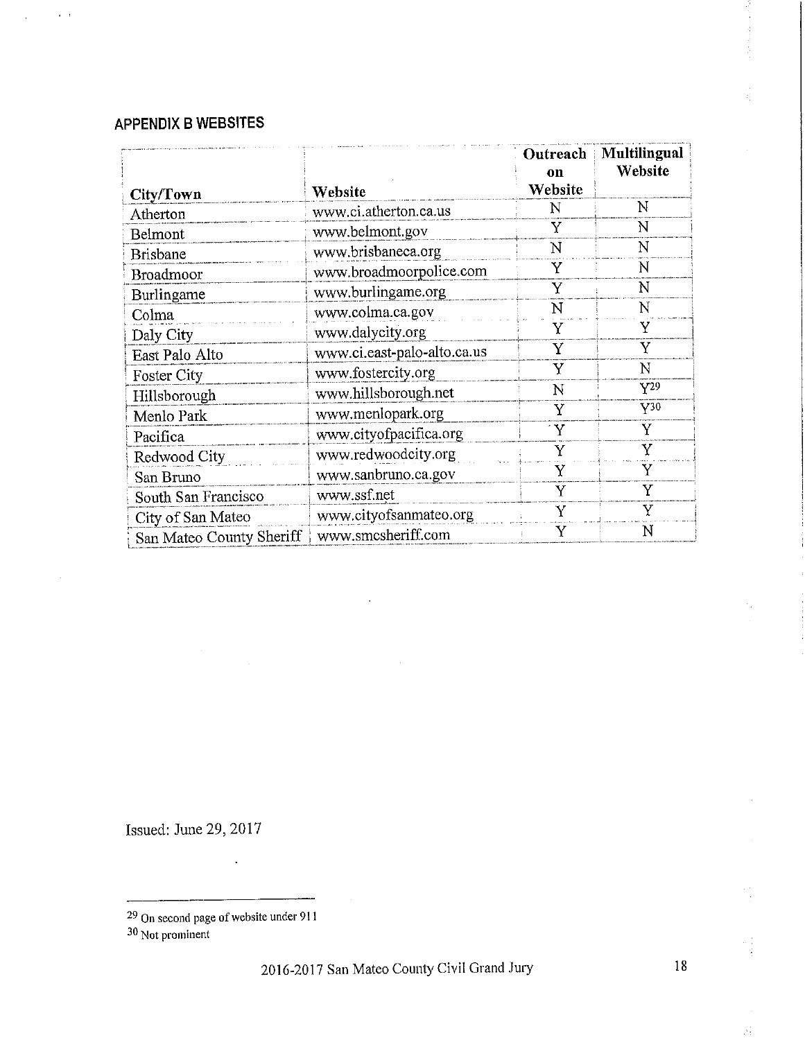## APPENDIX B WEBSITES

| City/Town | Website | Outreach on Website | Multilingual Website |
|---|---|---|---|
| Atherton | www.ci.atherton.ca.us | N | N |
| Belmont | www.belmont.gov | Y | N |
| Brisbane | www.brisbaneca.org | N | N |
| Broadmoor | www.broadmoorpolice.com | Y | N |
| Burlingame | www.burlingame.org | Y | N |
| Colma | www.colma.ca.gov | N | N |
| Daly City | www.dalycity.org | Y | Y |
| East Palo Alto | www.ci.east-palo-alto.ca.us | Y | Y |
| Foster City | www.fostercity.org | Y | N |
| Hillsborough | www.hillsborough.net | N | Y[29] |
| Menlo Park | www.menlopark.org | Y | Y[30] |
| Pacifica | www.cityofpacifica.org | Y | Y |
| Redwood City | www.redwoodcity.org | Y | Y |
| San Bruno | www.sanbruno.ca.gov | Y | Y |
| South San Francisco | www.ssf.net | Y | Y |
| City of San Mateo | www.cityofsanmateo.org | Y | Y |
| San Mateo County Sheriff | www.smcsheriff.com | Y | N |

Issued: June 29, 2017

[29] On second page of website under 911

[30] Not prominent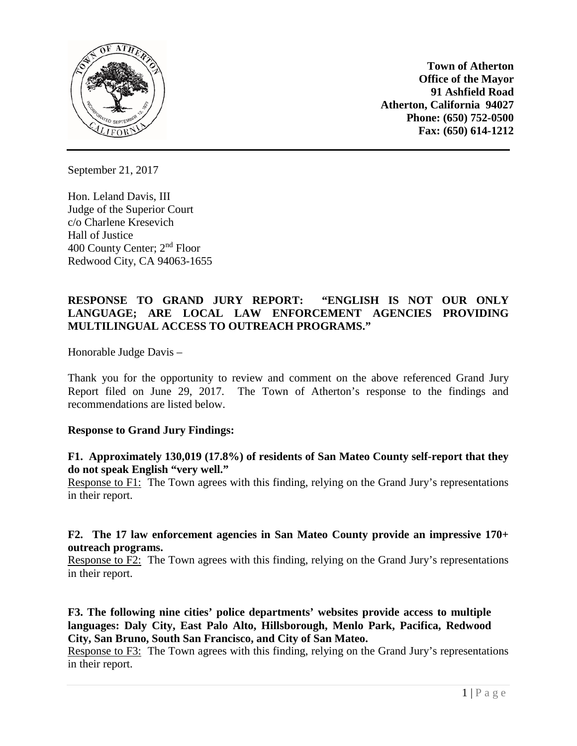**Town of Atherton**
**Office of the Mayor**
**91 Ashfield Road**
**Atherton, California 94027**
**Phone: (650) 752-0500**
**Fax: (650) 614-1212**

---

September 21, 2017

Hon. Leland Davis, III
Judge of the Superior Court
c/o Charlene Kresevich
Hall of Justice
400 County Center; 2nd Floor
Redwood City, CA 94063-1655

**RESPONSE TO GRAND JURY REPORT: "ENGLISH IS NOT OUR ONLY LANGUAGE; ARE LOCAL LAW ENFORCEMENT AGENCIES PROVIDING MULTILINGUAL ACCESS TO OUTREACH PROGRAMS."**

Honorable Judge Davis –

Thank you for the opportunity to review and comment on the above referenced Grand Jury Report filed on June 29, 2017. The Town of Atherton's response to the findings and recommendations are listed below.

**Response to Grand Jury Findings:**

**F1. Approximately 130,019 (17.8%) of residents of San Mateo County self-report that they do not speak English "very well."**

Response to F1: The Town agrees with this finding, relying on the Grand Jury's representations in their report.

**F2. The 17 law enforcement agencies in San Mateo County provide an impressive 170+ outreach programs.**

Response to F2: The Town agrees with this finding, relying on the Grand Jury's representations in their report.

**F3. The following nine cities' police departments' websites provide access to multiple languages: Daly City, East Palo Alto, Hillsborough, Menlo Park, Pacifica, Redwood City, San Bruno, South San Francisco, and City of San Mateo.**

Response to F3: The Town agrees with this finding, relying on the Grand Jury's representations in their report.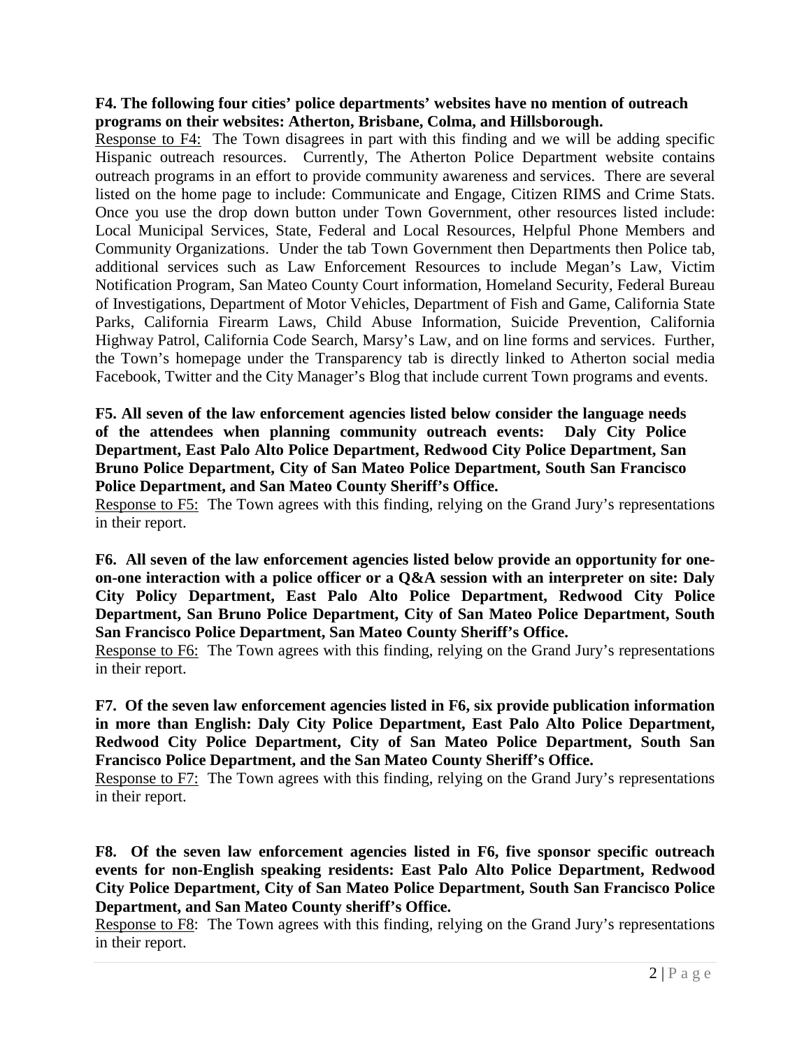**F4. The following four cities' police departments' websites have no mention of outreach programs on their websites: Atherton, Brisbane, Colma, and Hillsborough.**

Response to F4: The Town disagrees in part with this finding and we will be adding specific Hispanic outreach resources. Currently, The Atherton Police Department website contains outreach programs in an effort to provide community awareness and services. There are several listed on the home page to include: Communicate and Engage, Citizen RIMS and Crime Stats. Once you use the drop down button under Town Government, other resources listed include: Local Municipal Services, State, Federal and Local Resources, Helpful Phone Members and Community Organizations. Under the tab Town Government then Departments then Police tab, additional services such as Law Enforcement Resources to include Megan's Law, Victim Notification Program, San Mateo County Court information, Homeland Security, Federal Bureau of Investigations, Department of Motor Vehicles, Department of Fish and Game, California State Parks, California Firearm Laws, Child Abuse Information, Suicide Prevention, California Highway Patrol, California Code Search, Marsy's Law, and on line forms and services. Further, the Town's homepage under the Transparency tab is directly linked to Atherton social media Facebook, Twitter and the City Manager's Blog that include current Town programs and events.

**F5. All seven of the law enforcement agencies listed below consider the language needs of the attendees when planning community outreach events: Daly City Police Department, East Palo Alto Police Department, Redwood City Police Department, San Bruno Police Department, City of San Mateo Police Department, South San Francisco Police Department, and San Mateo County Sheriff's Office.**

Response to F5: The Town agrees with this finding, relying on the Grand Jury's representations in their report.

**F6. All seven of the law enforcement agencies listed below provide an opportunity for one-on-one interaction with a police officer or a Q&A session with an interpreter on site: Daly City Policy Department, East Palo Alto Police Department, Redwood City Police Department, San Bruno Police Department, City of San Mateo Police Department, South San Francisco Police Department, San Mateo County Sheriff's Office.**

Response to F6: The Town agrees with this finding, relying on the Grand Jury's representations in their report.

**F7. Of the seven law enforcement agencies listed in F6, six provide publication information in more than English: Daly City Police Department, East Palo Alto Police Department, Redwood City Police Department, City of San Mateo Police Department, South San Francisco Police Department, and the San Mateo County Sheriff's Office.**

Response to F7: The Town agrees with this finding, relying on the Grand Jury's representations in their report.

**F8. Of the seven law enforcement agencies listed in F6, five sponsor specific outreach events for non-English speaking residents: East Palo Alto Police Department, Redwood City Police Department, City of San Mateo Police Department, South San Francisco Police Department, and San Mateo County sheriff's Office.**

Response to F8: The Town agrees with this finding, relying on the Grand Jury's representations in their report.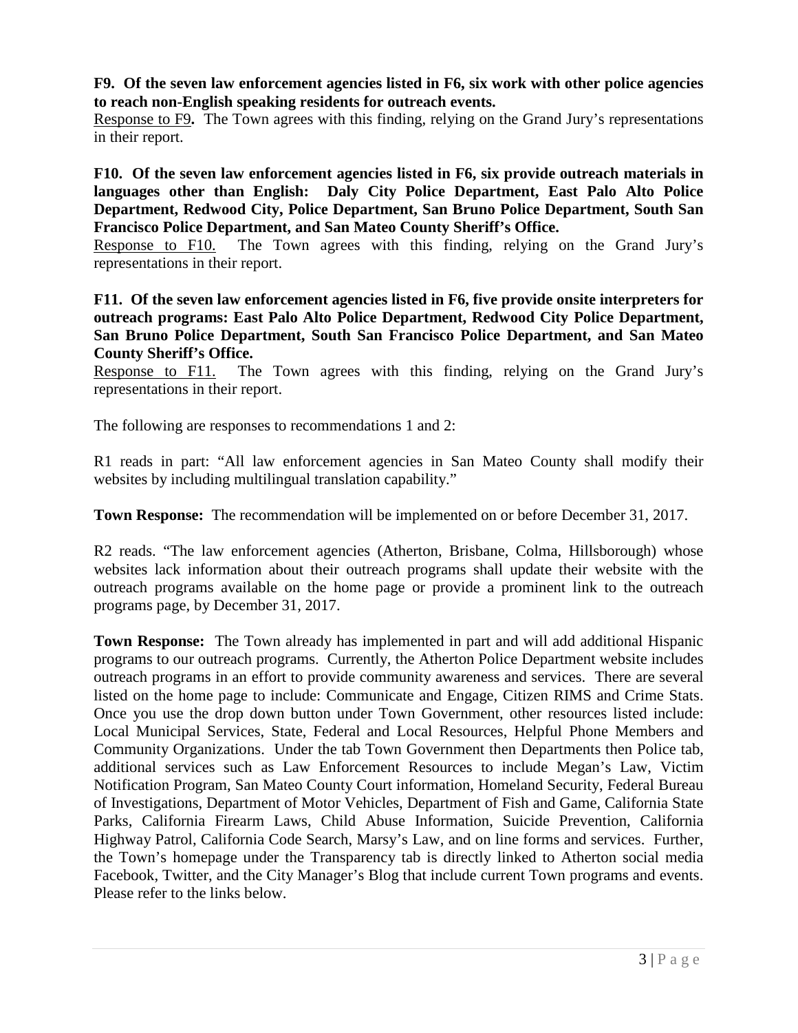**F9. Of the seven law enforcement agencies listed in F6, six work with other police agencies to reach non-English speaking residents for outreach events.**

Response to F9**.** The Town agrees with this finding, relying on the Grand Jury's representations in their report.

**F10. Of the seven law enforcement agencies listed in F6, six provide outreach materials in languages other than English: Daly City Police Department, East Palo Alto Police Department, Redwood City, Police Department, San Bruno Police Department, South San Francisco Police Department, and San Mateo County Sheriff's Office.**

Response to F10. The Town agrees with this finding, relying on the Grand Jury's representations in their report.

**F11. Of the seven law enforcement agencies listed in F6, five provide onsite interpreters for outreach programs: East Palo Alto Police Department, Redwood City Police Department, San Bruno Police Department, South San Francisco Police Department, and San Mateo County Sheriff's Office.**

Response to F11. The Town agrees with this finding, relying on the Grand Jury's representations in their report.

The following are responses to recommendations 1 and 2:

R1 reads in part: "All law enforcement agencies in San Mateo County shall modify their websites by including multilingual translation capability."

**Town Response:** The recommendation will be implemented on or before December 31, 2017.

R2 reads. "The law enforcement agencies (Atherton, Brisbane, Colma, Hillsborough) whose websites lack information about their outreach programs shall update their website with the outreach programs available on the home page or provide a prominent link to the outreach programs page, by December 31, 2017.

**Town Response:** The Town already has implemented in part and will add additional Hispanic programs to our outreach programs. Currently, the Atherton Police Department website includes outreach programs in an effort to provide community awareness and services. There are several listed on the home page to include: Communicate and Engage, Citizen RIMS and Crime Stats. Once you use the drop down button under Town Government, other resources listed include: Local Municipal Services, State, Federal and Local Resources, Helpful Phone Members and Community Organizations. Under the tab Town Government then Departments then Police tab, additional services such as Law Enforcement Resources to include Megan's Law, Victim Notification Program, San Mateo County Court information, Homeland Security, Federal Bureau of Investigations, Department of Motor Vehicles, Department of Fish and Game, California State Parks, California Firearm Laws, Child Abuse Information, Suicide Prevention, California Highway Patrol, California Code Search, Marsy's Law, and on line forms and services. Further, the Town's homepage under the Transparency tab is directly linked to Atherton social media Facebook, Twitter, and the City Manager's Blog that include current Town programs and events. Please refer to the links below.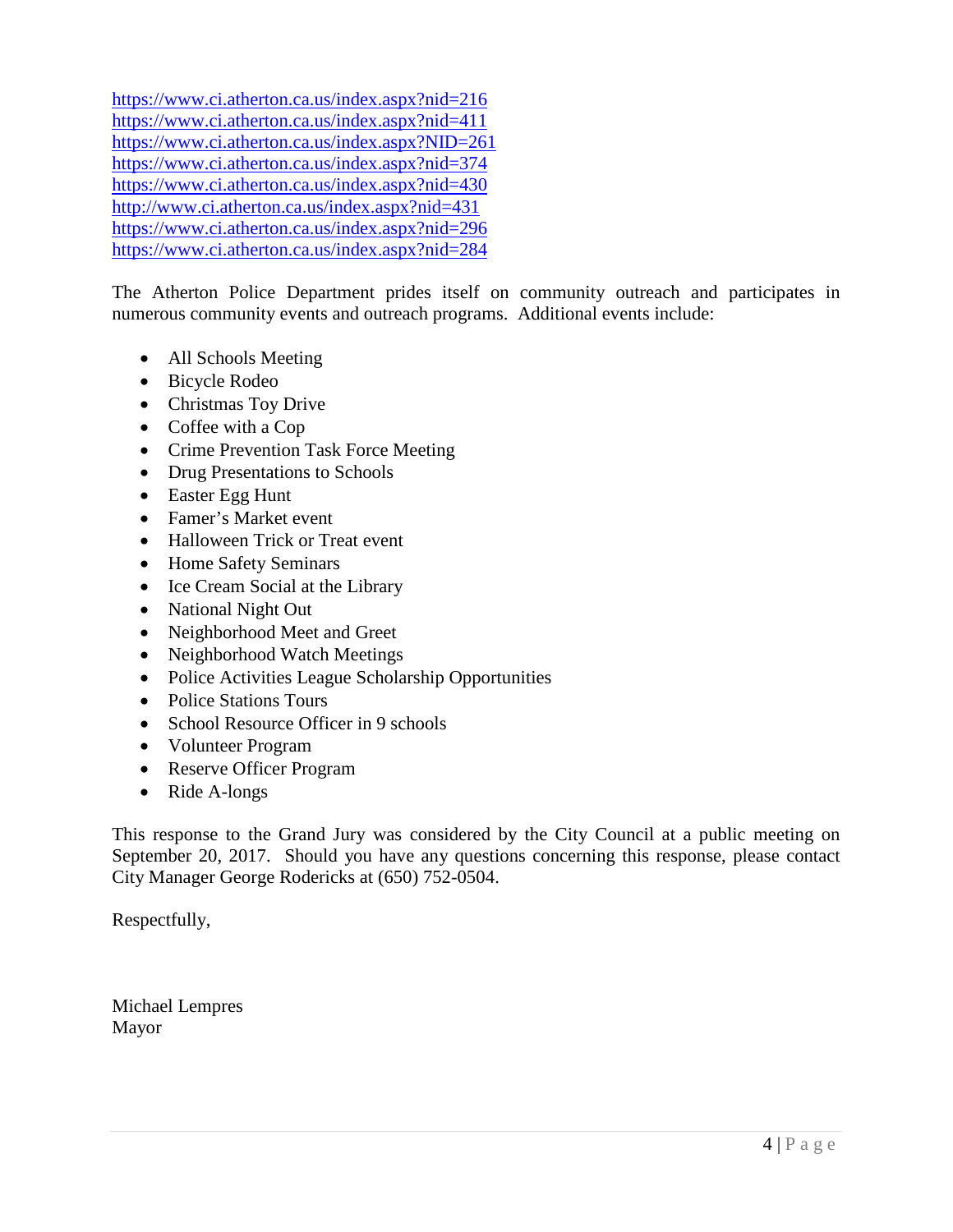https://www.ci.atherton.ca.us/index.aspx?nid=216
https://www.ci.atherton.ca.us/index.aspx?nid=411
https://www.ci.atherton.ca.us/index.aspx?NID=261
https://www.ci.atherton.ca.us/index.aspx?nid=374
https://www.ci.atherton.ca.us/index.aspx?nid=430
http://www.ci.atherton.ca.us/index.aspx?nid=431
https://www.ci.atherton.ca.us/index.aspx?nid=296
https://www.ci.atherton.ca.us/index.aspx?nid=284

The Atherton Police Department prides itself on community outreach and participates in numerous community events and outreach programs. Additional events include:

- All Schools Meeting
- Bicycle Rodeo
- Christmas Toy Drive
- Coffee with a Cop
- Crime Prevention Task Force Meeting
- Drug Presentations to Schools
- Easter Egg Hunt
- Famer's Market event
- Halloween Trick or Treat event
- Home Safety Seminars
- Ice Cream Social at the Library
- National Night Out
- Neighborhood Meet and Greet
- Neighborhood Watch Meetings
- Police Activities League Scholarship Opportunities
- Police Stations Tours
- School Resource Officer in 9 schools
- Volunteer Program
- Reserve Officer Program
- Ride A-longs

This response to the Grand Jury was considered by the City Council at a public meeting on September 20, 2017. Should you have any questions concerning this response, please contact City Manager George Rodericks at (650) 752-0504.

Respectfully,

Michael Lempres
Mayor